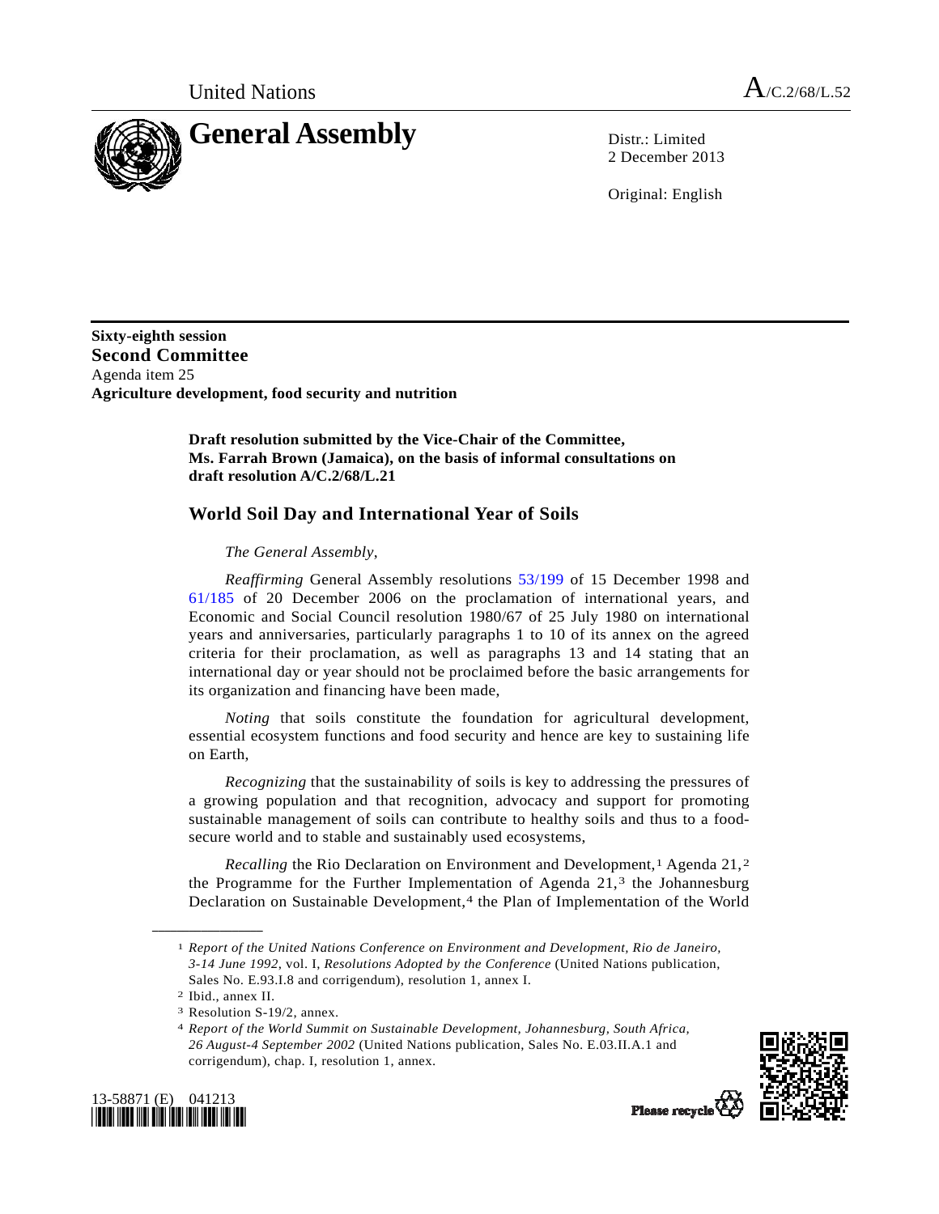United Nations A/C.2/68/L.52

# General Assembly

Distr.: Limited
2 December 2013

Original: English

**Sixty-eighth session**
**Second Committee**
Agenda item 25
**Agriculture development, food security and nutrition**

**Draft resolution submitted by the Vice-Chair of the Committee, Ms. Farrah Brown (Jamaica), on the basis of informal consultations on draft resolution A/C.2/68/L.21**

## World Soil Day and International Year of Soils

*The General Assembly,*

*Reaffirming* General Assembly resolutions 53/199 of 15 December 1998 and 61/185 of 20 December 2006 on the proclamation of international years, and Economic and Social Council resolution 1980/67 of 25 July 1980 on international years and anniversaries, particularly paragraphs 1 to 10 of its annex on the agreed criteria for their proclamation, as well as paragraphs 13 and 14 stating that an international day or year should not be proclaimed before the basic arrangements for its organization and financing have been made,

*Noting* that soils constitute the foundation for agricultural development, essential ecosystem functions and food security and hence are key to sustaining life on Earth,

*Recognizing* that the sustainability of soils is key to addressing the pressures of a growing population and that recognition, advocacy and support for promoting sustainable management of soils can contribute to healthy soils and thus to a food-secure world and to stable and sustainably used ecosystems,

*Recalling* the Rio Declaration on Environment and Development,[1] Agenda 21,[2] the Programme for the Further Implementation of Agenda 21,[3] the Johannesburg Declaration on Sustainable Development,[4] the Plan of Implementation of the World

---

[1] *Report of the United Nations Conference on Environment and Development, Rio de Janeiro, 3-14 June 1992,* vol. I, *Resolutions Adopted by the Conference* (United Nations publication, Sales No. E.93.I.8 and corrigendum), resolution 1, annex I.

[2] Ibid., annex II.

[3] Resolution S-19/2, annex.

[4] *Report of the World Summit on Sustainable Development, Johannesburg, South Africa, 26 August-4 September 2002* (United Nations publication, Sales No. E.03.II.A.1 and corrigendum), chap. I, resolution 1, annex.

13-58871 (E) 041213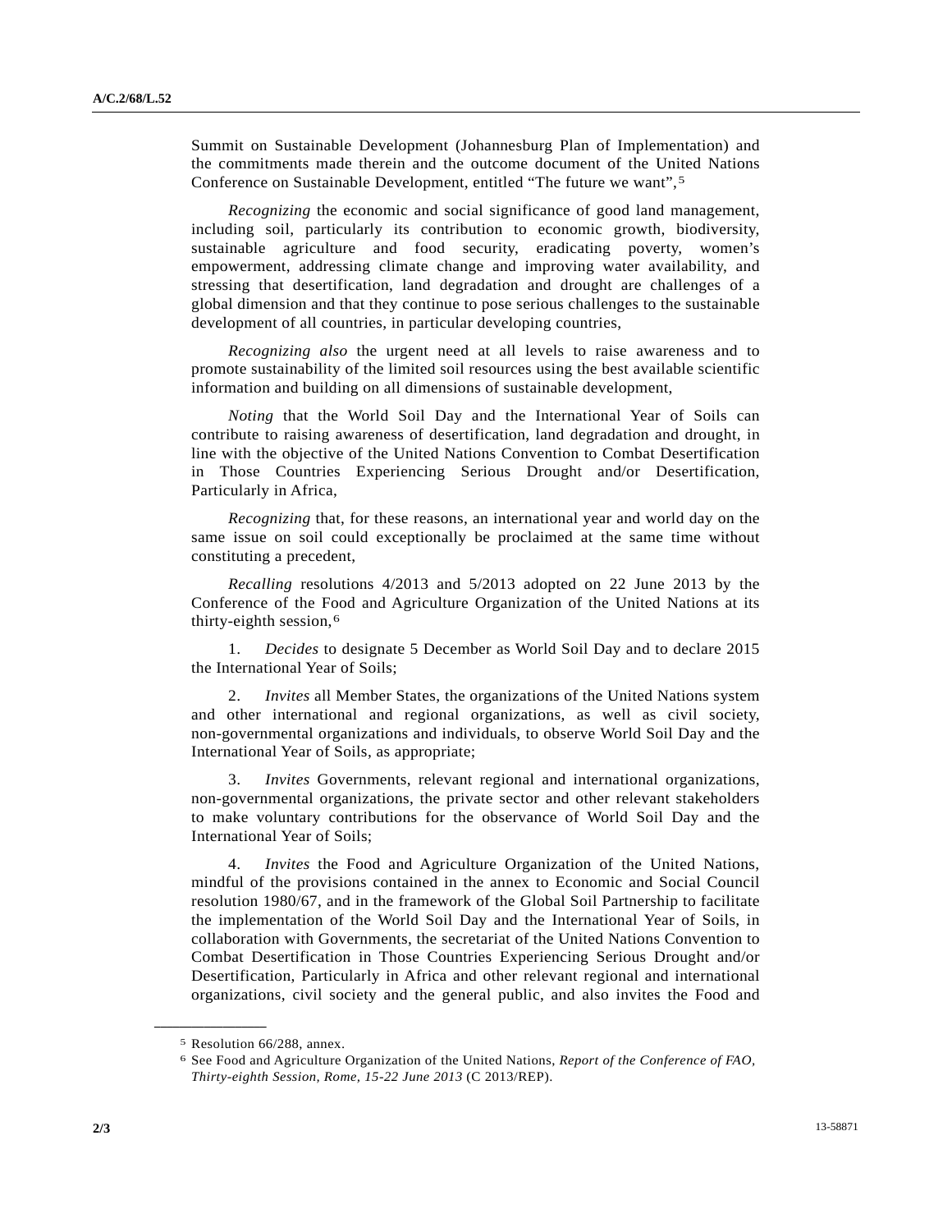Summit on Sustainable Development (Johannesburg Plan of Implementation) and the commitments made therein and the outcome document of the United Nations Conference on Sustainable Development, entitled "The future we want",[5]

*Recognizing* the economic and social significance of good land management, including soil, particularly its contribution to economic growth, biodiversity, sustainable agriculture and food security, eradicating poverty, women's empowerment, addressing climate change and improving water availability, and stressing that desertification, land degradation and drought are challenges of a global dimension and that they continue to pose serious challenges to the sustainable development of all countries, in particular developing countries,

*Recognizing also* the urgent need at all levels to raise awareness and to promote sustainability of the limited soil resources using the best available scientific information and building on all dimensions of sustainable development,

*Noting* that the World Soil Day and the International Year of Soils can contribute to raising awareness of desertification, land degradation and drought, in line with the objective of the United Nations Convention to Combat Desertification in Those Countries Experiencing Serious Drought and/or Desertification, Particularly in Africa,

*Recognizing* that, for these reasons, an international year and world day on the same issue on soil could exceptionally be proclaimed at the same time without constituting a precedent,

*Recalling* resolutions 4/2013 and 5/2013 adopted on 22 June 2013 by the Conference of the Food and Agriculture Organization of the United Nations at its thirty-eighth session,[6]

1. *Decides* to designate 5 December as World Soil Day and to declare 2015 the International Year of Soils;

2. *Invites* all Member States, the organizations of the United Nations system and other international and regional organizations, as well as civil society, non-governmental organizations and individuals, to observe World Soil Day and the International Year of Soils, as appropriate;

3. *Invites* Governments, relevant regional and international organizations, non-governmental organizations, the private sector and other relevant stakeholders to make voluntary contributions for the observance of World Soil Day and the International Year of Soils;

4. *Invites* the Food and Agriculture Organization of the United Nations, mindful of the provisions contained in the annex to Economic and Social Council resolution 1980/67, and in the framework of the Global Soil Partnership to facilitate the implementation of the World Soil Day and the International Year of Soils, in collaboration with Governments, the secretariat of the United Nations Convention to Combat Desertification in Those Countries Experiencing Serious Drought and/or Desertification, Particularly in Africa and other relevant regional and international organizations, civil society and the general public, and also invites the Food and

---

[5] Resolution 66/288, annex.

[6] See Food and Agriculture Organization of the United Nations, *Report of the Conference of FAO, Thirty-eighth Session, Rome, 15-22 June 2013* (C 2013/REP).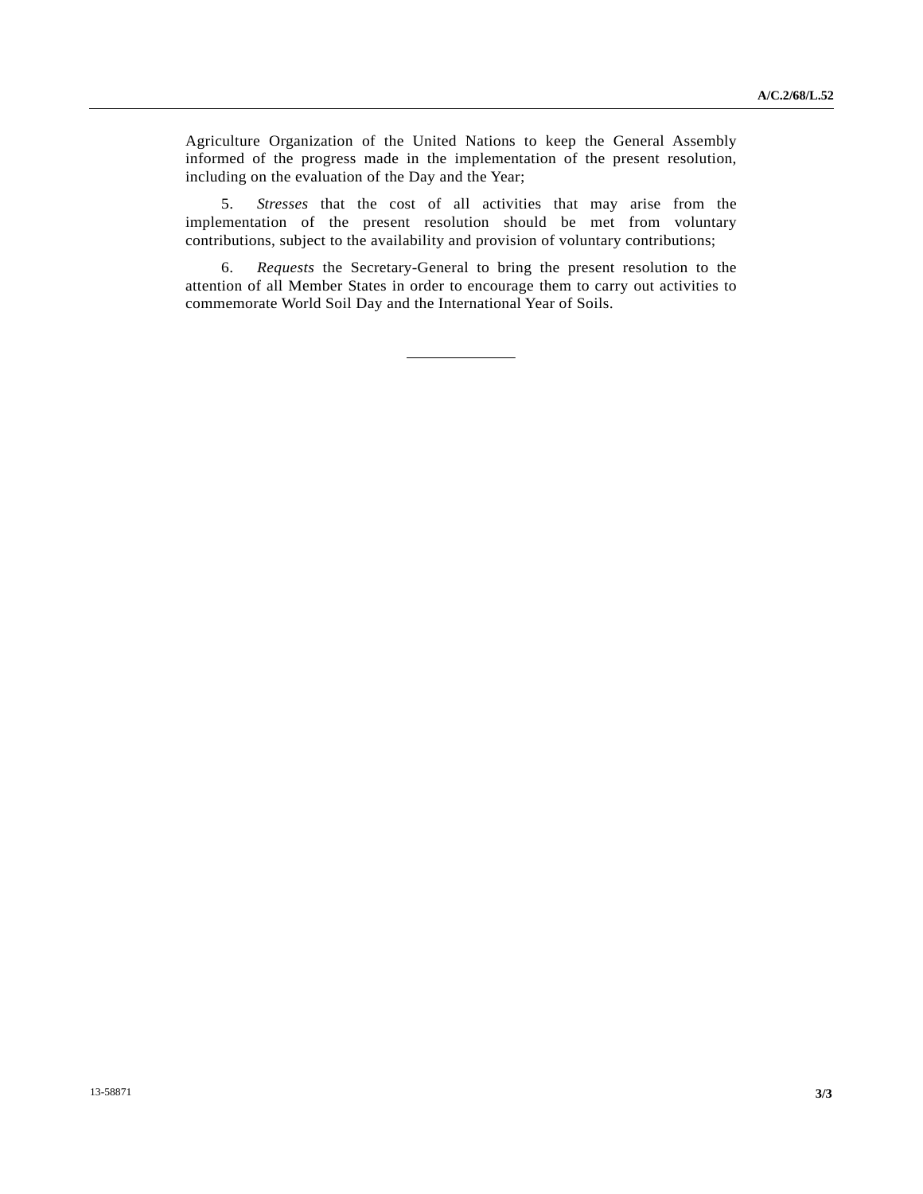Agriculture Organization of the United Nations to keep the General Assembly informed of the progress made in the implementation of the present resolution, including on the evaluation of the Day and the Year;

5. *Stresses* that the cost of all activities that may arise from the implementation of the present resolution should be met from voluntary contributions, subject to the availability and provision of voluntary contributions;

6. *Requests* the Secretary-General to bring the present resolution to the attention of all Member States in order to encourage them to carry out activities to commemorate World Soil Day and the International Year of Soils.